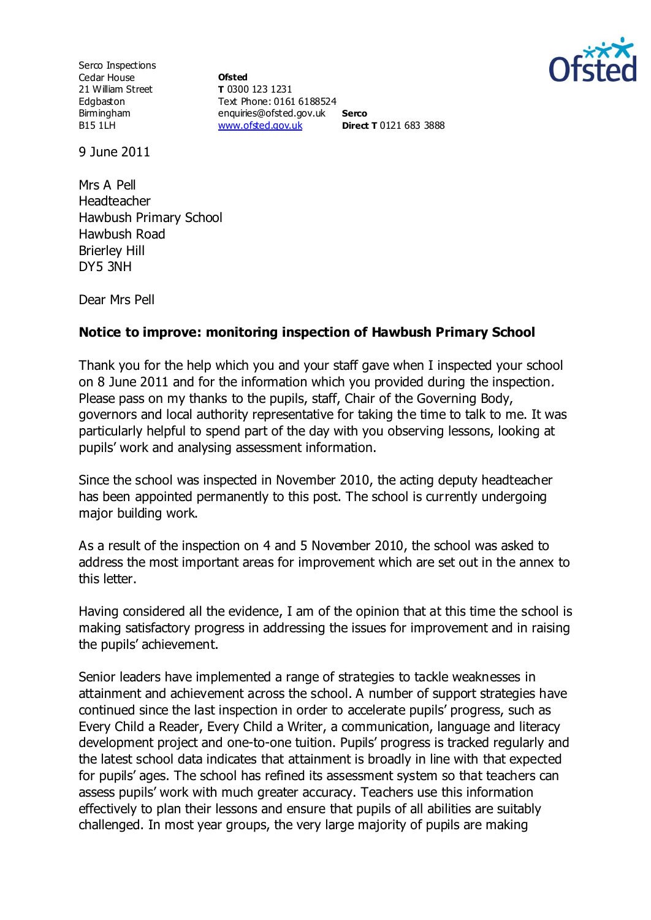Serco Inspections
Cedar House
21 William Street
Edgbaston
Birmingham
B15 1LH

**Ofsted**
**T** 0300 123 1231
Text Phone: 0161 6188524
enquiries@ofsted.gov.uk
www.ofsted.gov.uk

**Serco**
**Direct T** 0121 683 3888

9 June 2011

Mrs A Pell
Headteacher
Hawbush Primary School
Hawbush Road
Brierley Hill
DY5 3NH

Dear Mrs Pell

**Notice to improve: monitoring inspection of Hawbush Primary School**

Thank you for the help which you and your staff gave when I inspected your school on 8 June 2011 and for the information which you provided during the inspection. Please pass on my thanks to the pupils, staff, Chair of the Governing Body, governors and local authority representative for taking the time to talk to me. It was particularly helpful to spend part of the day with you observing lessons, looking at pupils' work and analysing assessment information.

Since the school was inspected in November 2010, the acting deputy headteacher has been appointed permanently to this post. The school is currently undergoing major building work.

As a result of the inspection on 4 and 5 November 2010, the school was asked to address the most important areas for improvement which are set out in the annex to this letter.

Having considered all the evidence, I am of the opinion that at this time the school is making satisfactory progress in addressing the issues for improvement and in raising the pupils' achievement.

Senior leaders have implemented a range of strategies to tackle weaknesses in attainment and achievement across the school. A number of support strategies have continued since the last inspection in order to accelerate pupils' progress, such as Every Child a Reader, Every Child a Writer, a communication, language and literacy development project and one-to-one tuition. Pupils' progress is tracked regularly and the latest school data indicates that attainment is broadly in line with that expected for pupils' ages. The school has refined its assessment system so that teachers can assess pupils' work with much greater accuracy. Teachers use this information effectively to plan their lessons and ensure that pupils of all abilities are suitably challenged. In most year groups, the very large majority of pupils are making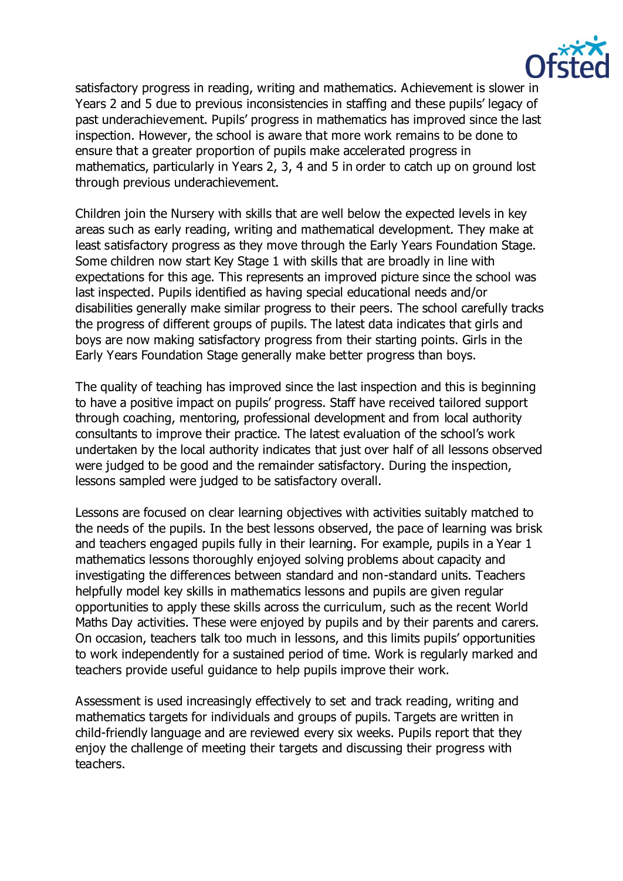satisfactory progress in reading, writing and mathematics. Achievement is slower in Years 2 and 5 due to previous inconsistencies in staffing and these pupils' legacy of past underachievement. Pupils' progress in mathematics has improved since the last inspection. However, the school is aware that more work remains to be done to ensure that a greater proportion of pupils make accelerated progress in mathematics, particularly in Years 2, 3, 4 and 5 in order to catch up on ground lost through previous underachievement.

Children join the Nursery with skills that are well below the expected levels in key areas such as early reading, writing and mathematical development. They make at least satisfactory progress as they move through the Early Years Foundation Stage. Some children now start Key Stage 1 with skills that are broadly in line with expectations for this age. This represents an improved picture since the school was last inspected. Pupils identified as having special educational needs and/or disabilities generally make similar progress to their peers. The school carefully tracks the progress of different groups of pupils. The latest data indicates that girls and boys are now making satisfactory progress from their starting points. Girls in the Early Years Foundation Stage generally make better progress than boys.

The quality of teaching has improved since the last inspection and this is beginning to have a positive impact on pupils' progress. Staff have received tailored support through coaching, mentoring, professional development and from local authority consultants to improve their practice. The latest evaluation of the school's work undertaken by the local authority indicates that just over half of all lessons observed were judged to be good and the remainder satisfactory. During the inspection, lessons sampled were judged to be satisfactory overall.

Lessons are focused on clear learning objectives with activities suitably matched to the needs of the pupils. In the best lessons observed, the pace of learning was brisk and teachers engaged pupils fully in their learning. For example, pupils in a Year 1 mathematics lessons thoroughly enjoyed solving problems about capacity and investigating the differences between standard and non-standard units. Teachers helpfully model key skills in mathematics lessons and pupils are given regular opportunities to apply these skills across the curriculum, such as the recent World Maths Day activities. These were enjoyed by pupils and by their parents and carers. On occasion, teachers talk too much in lessons, and this limits pupils' opportunities to work independently for a sustained period of time. Work is regularly marked and teachers provide useful guidance to help pupils improve their work.

Assessment is used increasingly effectively to set and track reading, writing and mathematics targets for individuals and groups of pupils. Targets are written in child-friendly language and are reviewed every six weeks. Pupils report that they enjoy the challenge of meeting their targets and discussing their progress with teachers.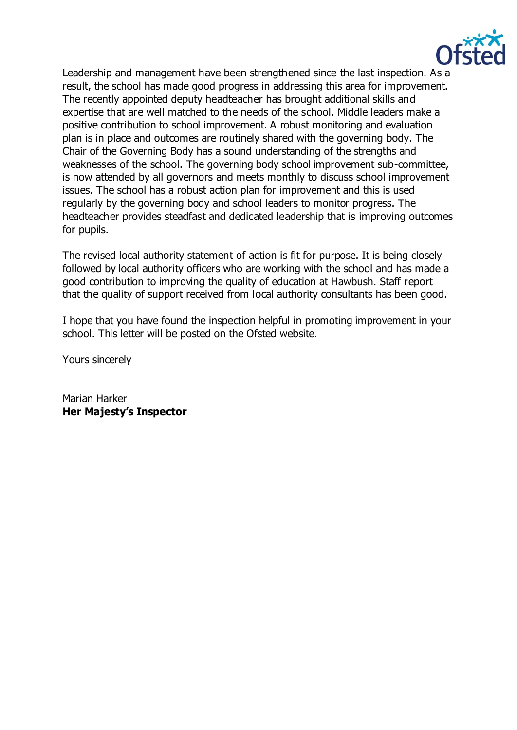Leadership and management have been strengthened since the last inspection. As a result, the school has made good progress in addressing this area for improvement. The recently appointed deputy headteacher has brought additional skills and expertise that are well matched to the needs of the school. Middle leaders make a positive contribution to school improvement. A robust monitoring and evaluation plan is in place and outcomes are routinely shared with the governing body. The Chair of the Governing Body has a sound understanding of the strengths and weaknesses of the school. The governing body school improvement sub-committee, is now attended by all governors and meets monthly to discuss school improvement issues. The school has a robust action plan for improvement and this is used regularly by the governing body and school leaders to monitor progress. The headteacher provides steadfast and dedicated leadership that is improving outcomes for pupils.

The revised local authority statement of action is fit for purpose. It is being closely followed by local authority officers who are working with the school and has made a good contribution to improving the quality of education at Hawbush. Staff report that the quality of support received from local authority consultants has been good.

I hope that you have found the inspection helpful in promoting improvement in your school. This letter will be posted on the Ofsted website.

Yours sincerely

Marian Harker
**Her Majesty's Inspector**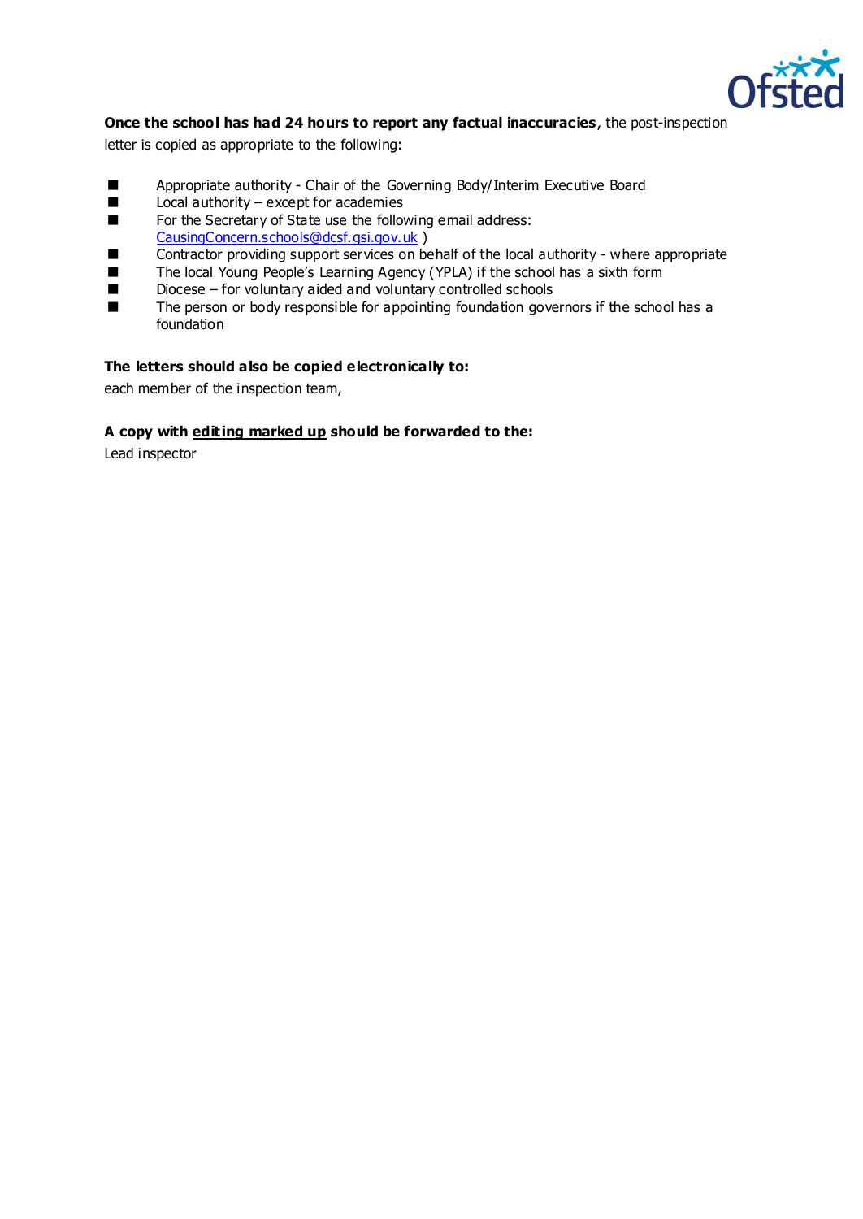**Once the school has had 24 hours to report any factual inaccuracies**, the post-inspection letter is copied as appropriate to the following:

- Appropriate authority - Chair of the Governing Body/Interim Executive Board
- Local authority – except for academies
- For the Secretary of State use the following email address: [CausingConcern.schools@dcsf.gsi.gov.uk](mailto:CausingConcern.schools@dcsf.gsi.gov.uk) )
- Contractor providing support services on behalf of the local authority - where appropriate
- The local Young People's Learning Agency (YPLA) if the school has a sixth form
- Diocese – for voluntary aided and voluntary controlled schools
- The person or body responsible for appointing foundation governors if the school has a foundation

**The letters should also be copied electronically to:**

each member of the inspection team,

**A copy with <u>editing marked up</u> should be forwarded to the:**

Lead inspector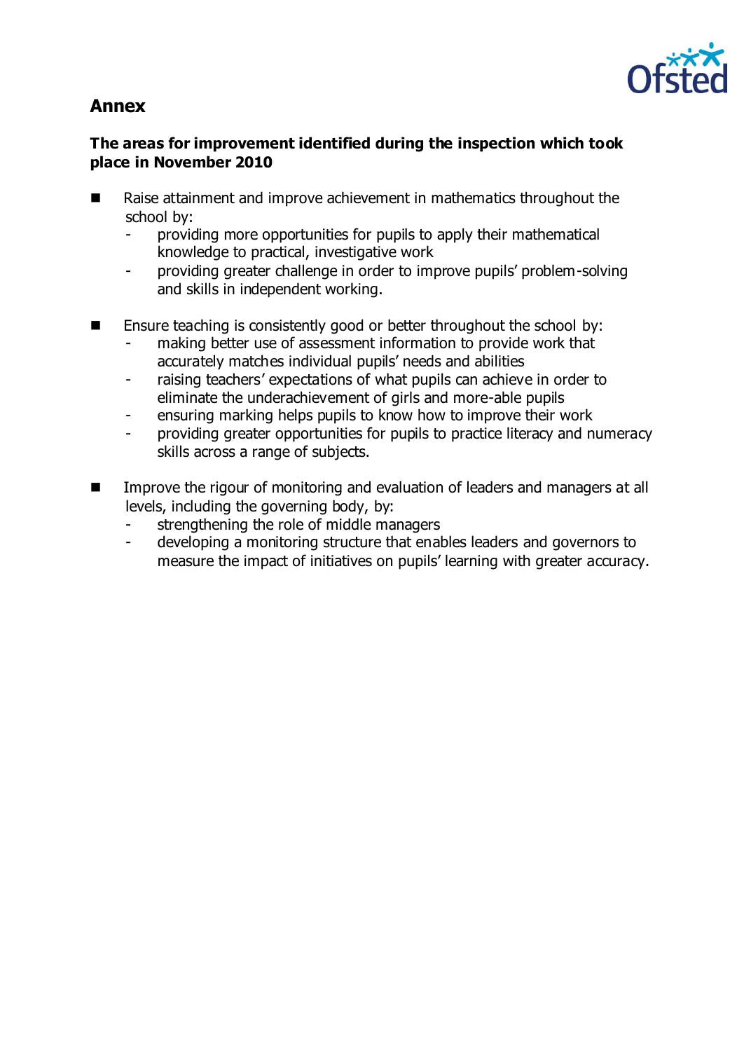## Annex

**The areas for improvement identified during the inspection which took place in November 2010**

- Raise attainment and improve achievement in mathematics throughout the school by:
  - providing more opportunities for pupils to apply their mathematical knowledge to practical, investigative work
  - providing greater challenge in order to improve pupils' problem-solving and skills in independent working.

- Ensure teaching is consistently good or better throughout the school by:
  - making better use of assessment information to provide work that accurately matches individual pupils' needs and abilities
  - raising teachers' expectations of what pupils can achieve in order to eliminate the underachievement of girls and more-able pupils
  - ensuring marking helps pupils to know how to improve their work
  - providing greater opportunities for pupils to practice literacy and numeracy skills across a range of subjects.

- Improve the rigour of monitoring and evaluation of leaders and managers at all levels, including the governing body, by:
  - strengthening the role of middle managers
  - developing a monitoring structure that enables leaders and governors to measure the impact of initiatives on pupils' learning with greater accuracy.